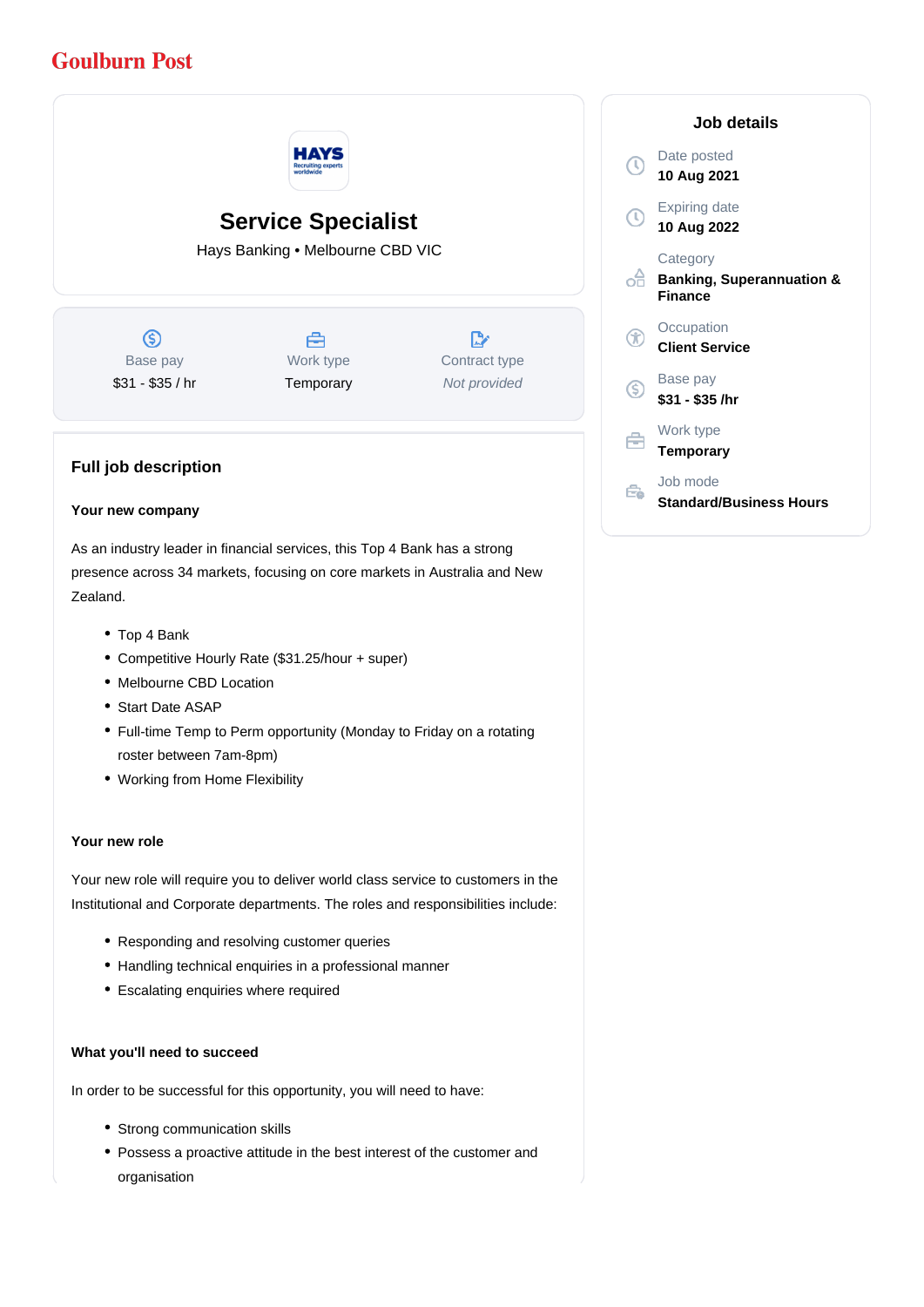Goulburn Post

# Service Specialist

Hays Banking • Melbourne CBD VIC

| Base pay | Work type | Contract type |
|---|---|---|
| $31 - $35 / hr | Temporary | *Not provided* |

## Job details

**Date posted**
10 Aug 2021

**Expiring date**
10 Aug 2022

**Category**
Banking, Superannuation & Finance

**Occupation**
Client Service

**Base pay**
$31 - $35 /hr

**Work type**
Temporary

**Job mode**
Standard/Business Hours

## Full job description

### Your new company

As an industry leader in financial services, this Top 4 Bank has a strong presence across 34 markets, focusing on core markets in Australia and New Zealand.

- Top 4 Bank
- Competitive Hourly Rate ($31.25/hour + super)
- Melbourne CBD Location
- Start Date ASAP
- Full-time Temp to Perm opportunity (Monday to Friday on a rotating roster between 7am-8pm)
- Working from Home Flexibility

### Your new role

Your new role will require you to deliver world class service to customers in the Institutional and Corporate departments. The roles and responsibilities include:

- Responding and resolving customer queries
- Handling technical enquiries in a professional manner
- Escalating enquiries where required

### What you'll need to succeed

In order to be successful for this opportunity, you will need to have:

- Strong communication skills
- Possess a proactive attitude in the best interest of the customer and organisation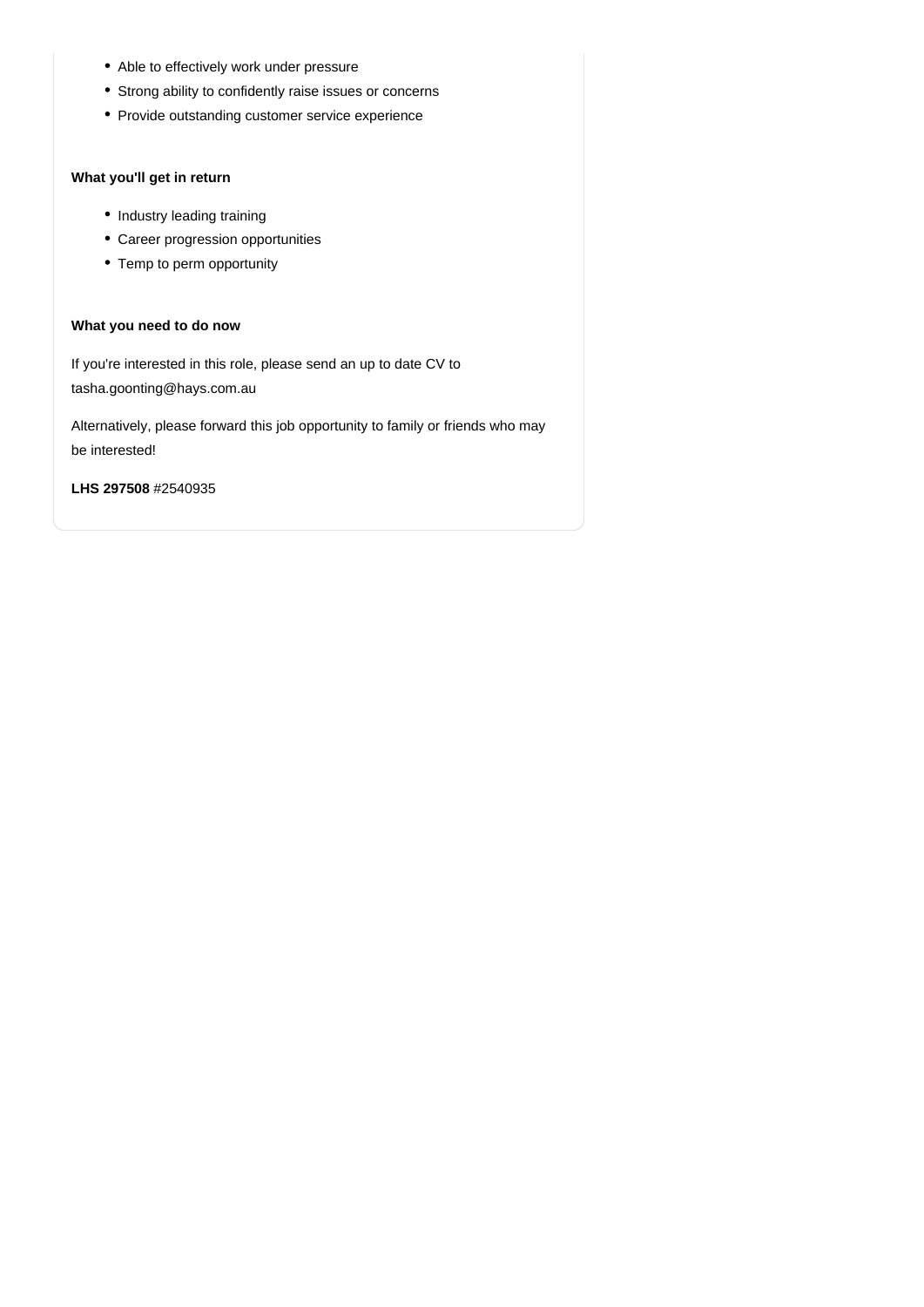- Able to effectively work under pressure
- Strong ability to confidently raise issues or concerns
- Provide outstanding customer service experience

**What you'll get in return**

- Industry leading training
- Career progression opportunities
- Temp to perm opportunity

**What you need to do now**

If you're interested in this role, please send an up to date CV to tasha.goonting@hays.com.au

Alternatively, please forward this job opportunity to family or friends who may be interested!

**LHS 297508** #2540935